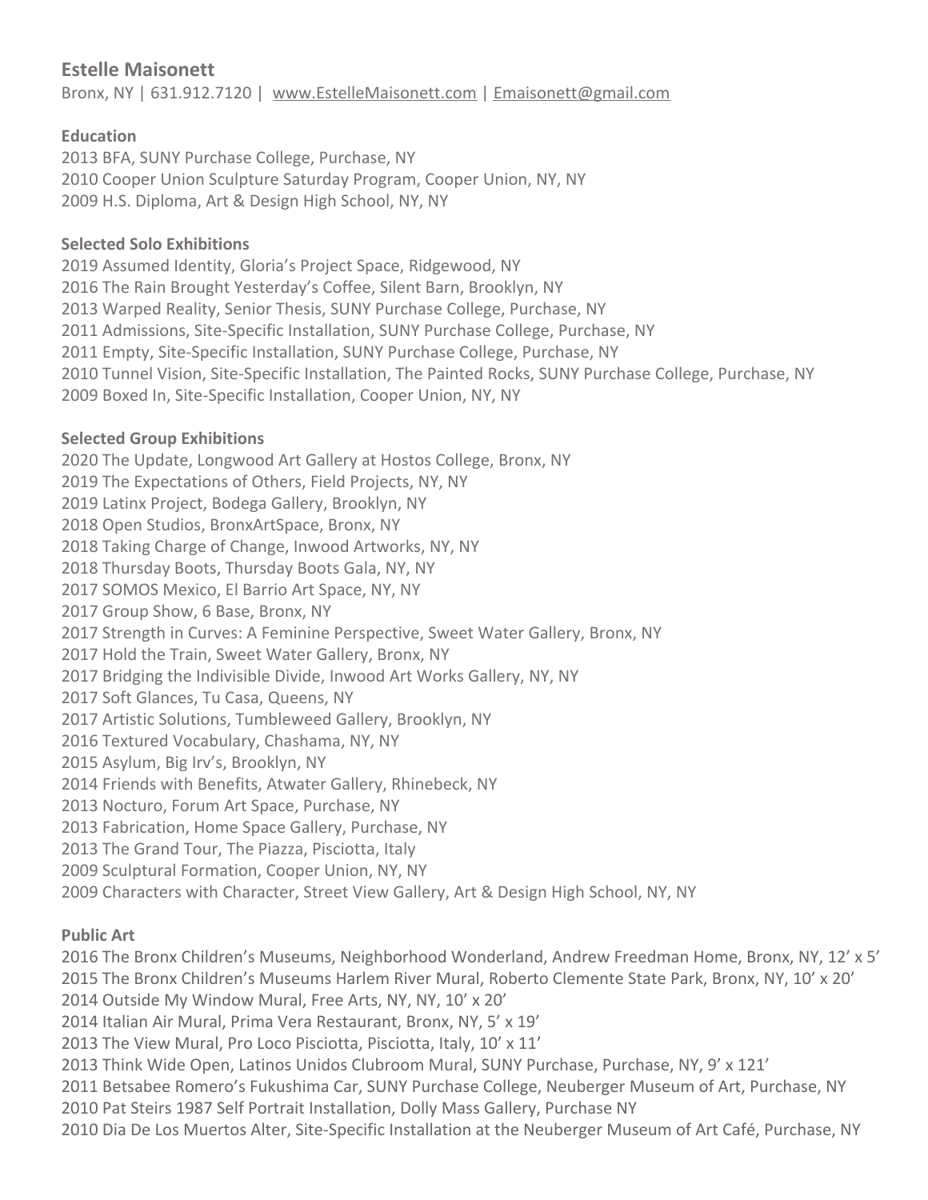# Estelle Maisonett

Bronx, NY | 631.912.7120 | www.EstelleMaisonett.com | Emaisonett@gmail.com

## Education

2013 BFA, SUNY Purchase College, Purchase, NY
2010 Cooper Union Sculpture Saturday Program, Cooper Union, NY, NY
2009 H.S. Diploma, Art & Design High School, NY, NY

## Selected Solo Exhibitions

2019 Assumed Identity, Gloria's Project Space, Ridgewood, NY
2016 The Rain Brought Yesterday's Coffee, Silent Barn, Brooklyn, NY
2013 Warped Reality, Senior Thesis, SUNY Purchase College, Purchase, NY
2011 Admissions, Site-Specific Installation, SUNY Purchase College, Purchase, NY
2011 Empty, Site-Specific Installation, SUNY Purchase College, Purchase, NY
2010 Tunnel Vision, Site-Specific Installation, The Painted Rocks, SUNY Purchase College, Purchase, NY
2009 Boxed In, Site-Specific Installation, Cooper Union, NY, NY

## Selected Group Exhibitions

2020 The Update, Longwood Art Gallery at Hostos College, Bronx, NY
2019 The Expectations of Others, Field Projects, NY, NY
2019 Latinx Project, Bodega Gallery, Brooklyn, NY
2018 Open Studios, BronxArtSpace, Bronx, NY
2018 Taking Charge of Change, Inwood Artworks, NY, NY
2018 Thursday Boots, Thursday Boots Gala, NY, NY
2017 SOMOS Mexico, El Barrio Art Space, NY, NY
2017 Group Show, 6 Base, Bronx, NY
2017 Strength in Curves: A Feminine Perspective, Sweet Water Gallery, Bronx, NY
2017 Hold the Train, Sweet Water Gallery, Bronx, NY
2017 Bridging the Indivisible Divide, Inwood Art Works Gallery, NY, NY
2017 Soft Glances, Tu Casa, Queens, NY
2017 Artistic Solutions, Tumbleweed Gallery, Brooklyn, NY
2016 Textured Vocabulary, Chashama, NY, NY
2015 Asylum, Big Irv's, Brooklyn, NY
2014 Friends with Benefits, Atwater Gallery, Rhinebeck, NY
2013 Nocturo, Forum Art Space, Purchase, NY
2013 Fabrication, Home Space Gallery, Purchase, NY
2013 The Grand Tour, The Piazza, Pisciotta, Italy
2009 Sculptural Formation, Cooper Union, NY, NY
2009 Characters with Character, Street View Gallery, Art & Design High School, NY, NY

## Public Art

2016 The Bronx Children's Museums, Neighborhood Wonderland, Andrew Freedman Home, Bronx, NY, 12' x 5'
2015 The Bronx Children's Museums Harlem River Mural, Roberto Clemente State Park, Bronx, NY, 10' x 20'
2014 Outside My Window Mural, Free Arts, NY, NY, 10' x 20'
2014 Italian Air Mural, Prima Vera Restaurant, Bronx, NY, 5' x 19'
2013 The View Mural, Pro Loco Pisciotta, Pisciotta, Italy, 10' x 11'
2013 Think Wide Open, Latinos Unidos Clubroom Mural, SUNY Purchase, Purchase, NY, 9' x 121'
2011 Betsabee Romero's Fukushima Car, SUNY Purchase College, Neuberger Museum of Art, Purchase, NY
2010 Pat Steirs 1987 Self Portrait Installation, Dolly Mass Gallery, Purchase NY
2010 Dia De Los Muertos Alter, Site-Specific Installation at the Neuberger Museum of Art Café, Purchase, NY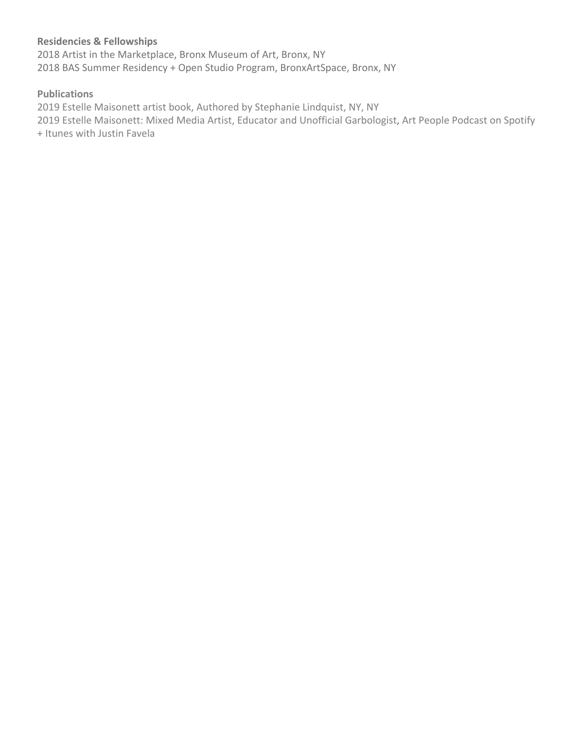**Residencies & Fellowships**
2018 Artist in the Marketplace, Bronx Museum of Art, Bronx, NY
2018 BAS Summer Residency + Open Studio Program, BronxArtSpace, Bronx, NY

**Publications**
2019 Estelle Maisonett artist book, Authored by Stephanie Lindquist, NY, NY
2019 Estelle Maisonett: Mixed Media Artist, Educator and Unofficial Garbologist, Art People Podcast on Spotify + Itunes with Justin Favela